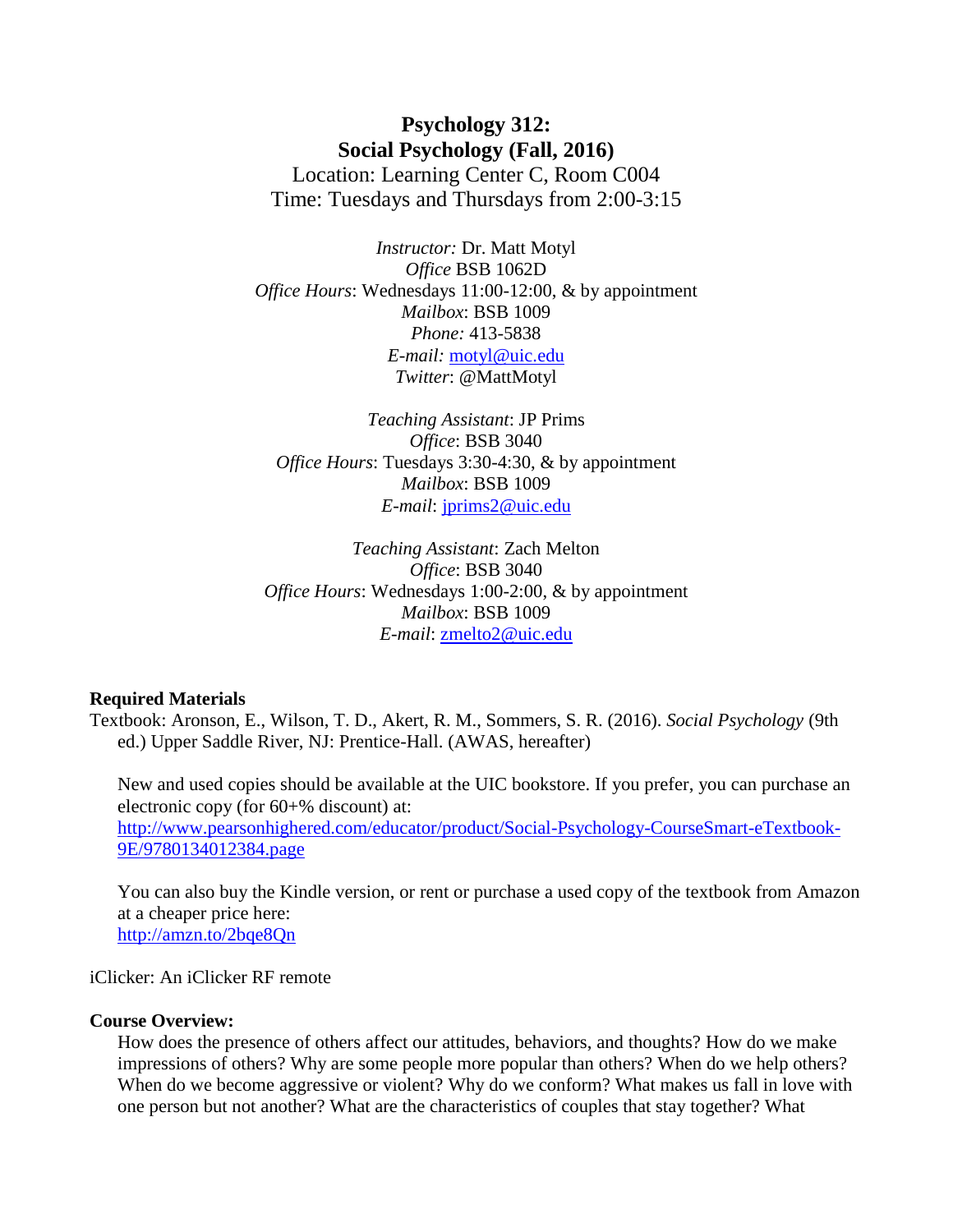# Psychology 312:
# Social Psychology (Fall, 2016)

Location: Learning Center C, Room C004
Time: Tuesdays and Thursdays from 2:00-3:15

*Instructor:* Dr. Matt Motyl
*Office* BSB 1062D
*Office Hours*: Wednesdays 11:00-12:00, & by appointment
*Mailbox*: BSB 1009
*Phone:* 413-5838
*E-mail:* motyl@uic.edu
*Twitter*: @MattMotyl

*Teaching Assistant*: JP Prims
*Office*: BSB 3040
*Office Hours*: Tuesdays 3:30-4:30, & by appointment
*Mailbox*: BSB 1009
*E-mail*: jprims2@uic.edu

*Teaching Assistant*: Zach Melton
*Office*: BSB 3040
*Office Hours*: Wednesdays 1:00-2:00, & by appointment
*Mailbox*: BSB 1009
*E-mail*: zmelto2@uic.edu

**Required Materials**

Textbook: Aronson, E., Wilson, T. D., Akert, R. M., Sommers, S. R. (2016). *Social Psychology* (9th ed.) Upper Saddle River, NJ: Prentice-Hall. (AWAS, hereafter)

New and used copies should be available at the UIC bookstore. If you prefer, you can purchase an electronic copy (for 60+% discount) at:
http://www.pearsonhighered.com/educator/product/Social-Psychology-CourseSmart-eTextbook-9E/9780134012384.page

You can also buy the Kindle version, or rent or purchase a used copy of the textbook from Amazon at a cheaper price here:
http://amzn.to/2bqe8Qn

iClicker: An iClicker RF remote

**Course Overview:**

How does the presence of others affect our attitudes, behaviors, and thoughts? How do we make impressions of others? Why are some people more popular than others? When do we help others? When do we become aggressive or violent? Why do we conform? What makes us fall in love with one person but not another? What are the characteristics of couples that stay together? What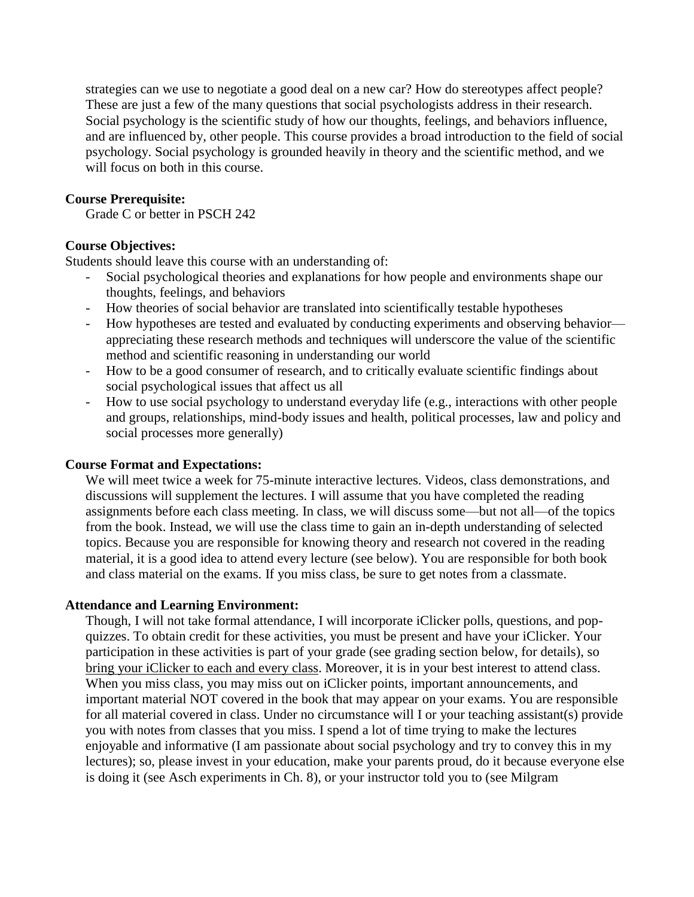strategies can we use to negotiate a good deal on a new car? How do stereotypes affect people? These are just a few of the many questions that social psychologists address in their research. Social psychology is the scientific study of how our thoughts, feelings, and behaviors influence, and are influenced by, other people. This course provides a broad introduction to the field of social psychology. Social psychology is grounded heavily in theory and the scientific method, and we will focus on both in this course.

**Course Prerequisite:**

Grade C or better in PSCH 242

**Course Objectives:**

Students should leave this course with an understanding of:

- Social psychological theories and explanations for how people and environments shape our thoughts, feelings, and behaviors
- How theories of social behavior are translated into scientifically testable hypotheses
- How hypotheses are tested and evaluated by conducting experiments and observing behavior—appreciating these research methods and techniques will underscore the value of the scientific method and scientific reasoning in understanding our world
- How to be a good consumer of research, and to critically evaluate scientific findings about social psychological issues that affect us all
- How to use social psychology to understand everyday life (e.g., interactions with other people and groups, relationships, mind-body issues and health, political processes, law and policy and social processes more generally)

**Course Format and Expectations:**

We will meet twice a week for 75-minute interactive lectures. Videos, class demonstrations, and discussions will supplement the lectures. I will assume that you have completed the reading assignments before each class meeting. In class, we will discuss some—but not all—of the topics from the book. Instead, we will use the class time to gain an in-depth understanding of selected topics. Because you are responsible for knowing theory and research not covered in the reading material, it is a good idea to attend every lecture (see below). You are responsible for both book and class material on the exams. If you miss class, be sure to get notes from a classmate.

**Attendance and Learning Environment:**

Though, I will not take formal attendance, I will incorporate iClicker polls, questions, and pop-quizzes. To obtain credit for these activities, you must be present and have your iClicker. Your participation in these activities is part of your grade (see grading section below, for details), so <u>bring your iClicker to each and every class</u>. Moreover, it is in your best interest to attend class. When you miss class, you may miss out on iClicker points, important announcements, and important material NOT covered in the book that may appear on your exams. You are responsible for all material covered in class. Under no circumstance will I or your teaching assistant(s) provide you with notes from classes that you miss. I spend a lot of time trying to make the lectures enjoyable and informative (I am passionate about social psychology and try to convey this in my lectures); so, please invest in your education, make your parents proud, do it because everyone else is doing it (see Asch experiments in Ch. 8), or your instructor told you to (see Milgram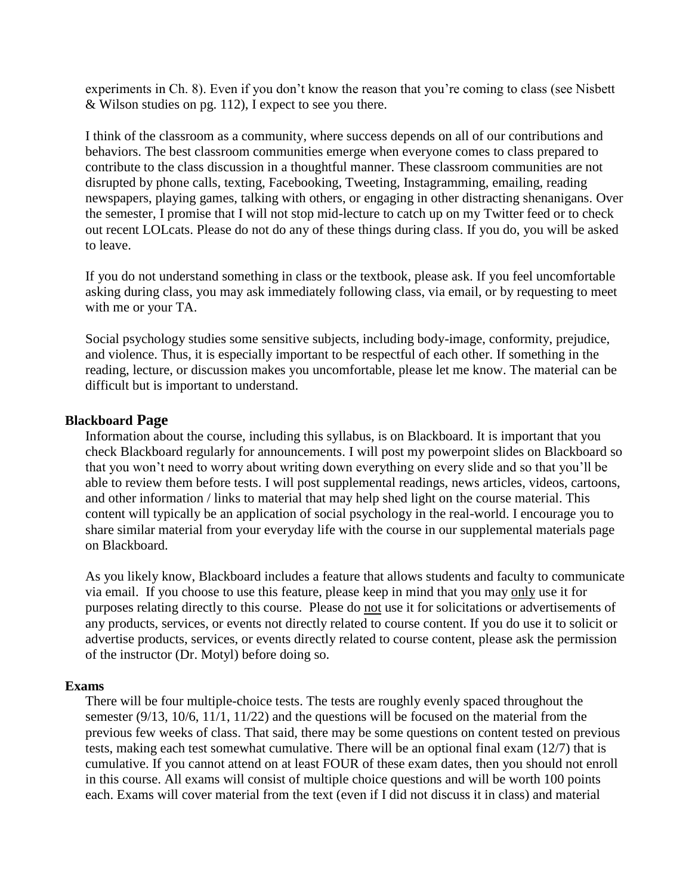experiments in Ch. 8). Even if you don't know the reason that you're coming to class (see Nisbett & Wilson studies on pg. 112), I expect to see you there.

I think of the classroom as a community, where success depends on all of our contributions and behaviors. The best classroom communities emerge when everyone comes to class prepared to contribute to the class discussion in a thoughtful manner. These classroom communities are not disrupted by phone calls, texting, Facebooking, Tweeting, Instagramming, emailing, reading newspapers, playing games, talking with others, or engaging in other distracting shenanigans. Over the semester, I promise that I will not stop mid-lecture to catch up on my Twitter feed or to check out recent LOLcats. Please do not do any of these things during class. If you do, you will be asked to leave.

If you do not understand something in class or the textbook, please ask. If you feel uncomfortable asking during class, you may ask immediately following class, via email, or by requesting to meet with me or your TA.

Social psychology studies some sensitive subjects, including body-image, conformity, prejudice, and violence. Thus, it is especially important to be respectful of each other. If something in the reading, lecture, or discussion makes you uncomfortable, please let me know. The material can be difficult but is important to understand.

**Blackboard Page**

Information about the course, including this syllabus, is on Blackboard. It is important that you check Blackboard regularly for announcements. I will post my powerpoint slides on Blackboard so that you won't need to worry about writing down everything on every slide and so that you'll be able to review them before tests. I will post supplemental readings, news articles, videos, cartoons, and other information / links to material that may help shed light on the course material. This content will typically be an application of social psychology in the real-world. I encourage you to share similar material from your everyday life with the course in our supplemental materials page on Blackboard.

As you likely know, Blackboard includes a feature that allows students and faculty to communicate via email. If you choose to use this feature, please keep in mind that you may only use it for purposes relating directly to this course. Please do not use it for solicitations or advertisements of any products, services, or events not directly related to course content. If you do use it to solicit or advertise products, services, or events directly related to course content, please ask the permission of the instructor (Dr. Motyl) before doing so.

**Exams**

There will be four multiple-choice tests. The tests are roughly evenly spaced throughout the semester (9/13, 10/6, 11/1, 11/22) and the questions will be focused on the material from the previous few weeks of class. That said, there may be some questions on content tested on previous tests, making each test somewhat cumulative. There will be an optional final exam (12/7) that is cumulative. If you cannot attend on at least FOUR of these exam dates, then you should not enroll in this course. All exams will consist of multiple choice questions and will be worth 100 points each. Exams will cover material from the text (even if I did not discuss it in class) and material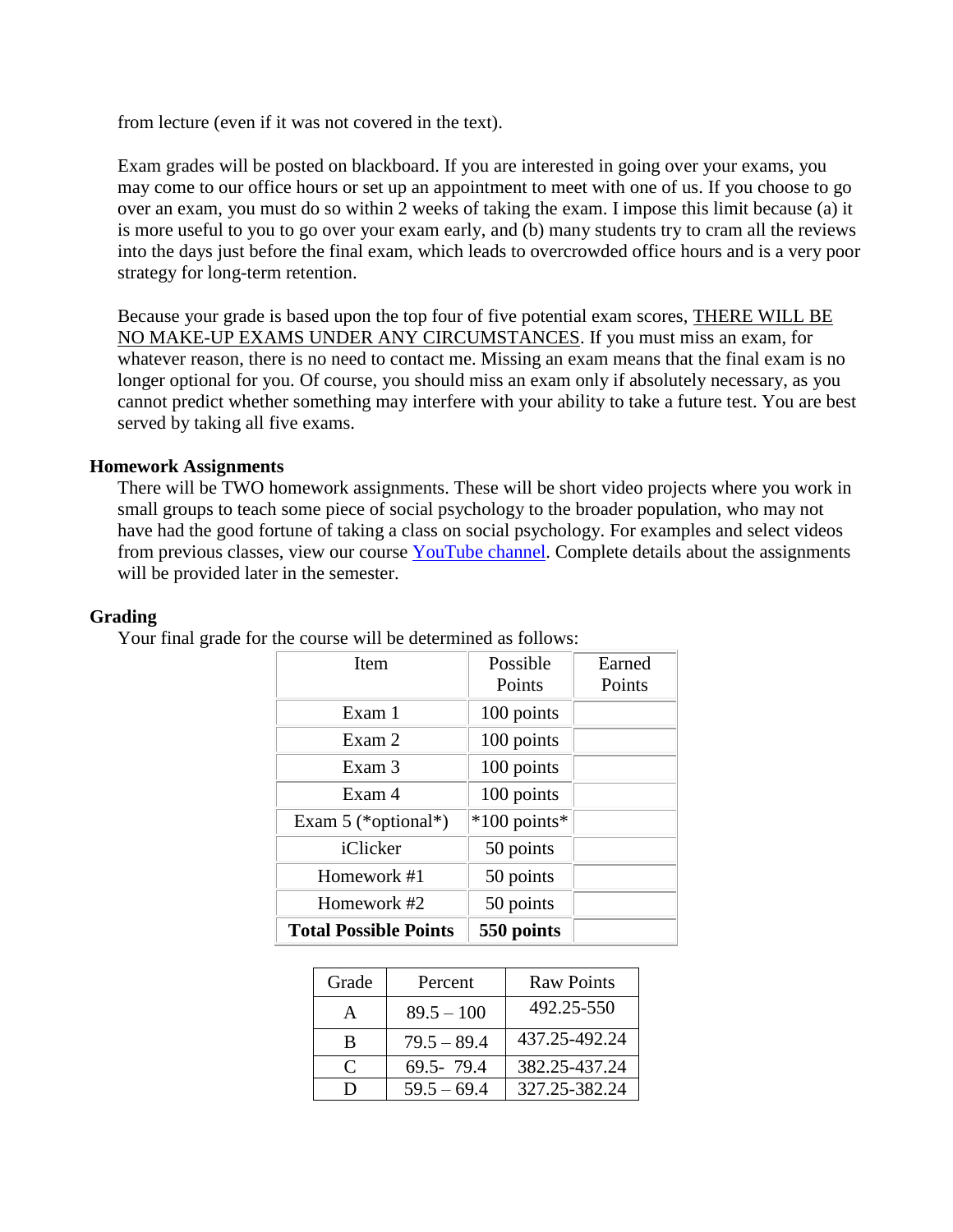from lecture (even if it was not covered in the text).

Exam grades will be posted on blackboard. If you are interested in going over your exams, you may come to our office hours or set up an appointment to meet with one of us. If you choose to go over an exam, you must do so within 2 weeks of taking the exam. I impose this limit because (a) it is more useful to you to go over your exam early, and (b) many students try to cram all the reviews into the days just before the final exam, which leads to overcrowded office hours and is a very poor strategy for long-term retention.

Because your grade is based upon the top four of five potential exam scores, <u>THERE WILL BE NO MAKE-UP EXAMS UNDER ANY CIRCUMSTANCES</u>. If you must miss an exam, for whatever reason, there is no need to contact me. Missing an exam means that the final exam is no longer optional for you. Of course, you should miss an exam only if absolutely necessary, as you cannot predict whether something may interfere with your ability to take a future test. You are best served by taking all five exams.

### Homework Assignments

There will be TWO homework assignments. These will be short video projects where you work in small groups to teach some piece of social psychology to the broader population, who may not have had the good fortune of taking a class on social psychology. For examples and select videos from previous classes, view our course [YouTube channel](). Complete details about the assignments will be provided later in the semester.

### Grading

Your final grade for the course will be determined as follows:

| Item | Possible Points | Earned Points |
|---|---|---|
| Exam 1 | 100 points | |
| Exam 2 | 100 points | |
| Exam 3 | 100 points | |
| Exam 4 | 100 points | |
| Exam 5 (*optional*) | *100 points* | |
| iClicker | 50 points | |
| Homework #1 | 50 points | |
| Homework #2 | 50 points | |
| **Total Possible Points** | **550 points** | |

| Grade | Percent | Raw Points |
|---|---|---|
| A | 89.5 – 100 | 492.25-550 |
| B | 79.5 – 89.4 | 437.25-492.24 |
| C | 69.5- 79.4 | 382.25-437.24 |
| D | 59.5 – 69.4 | 327.25-382.24 |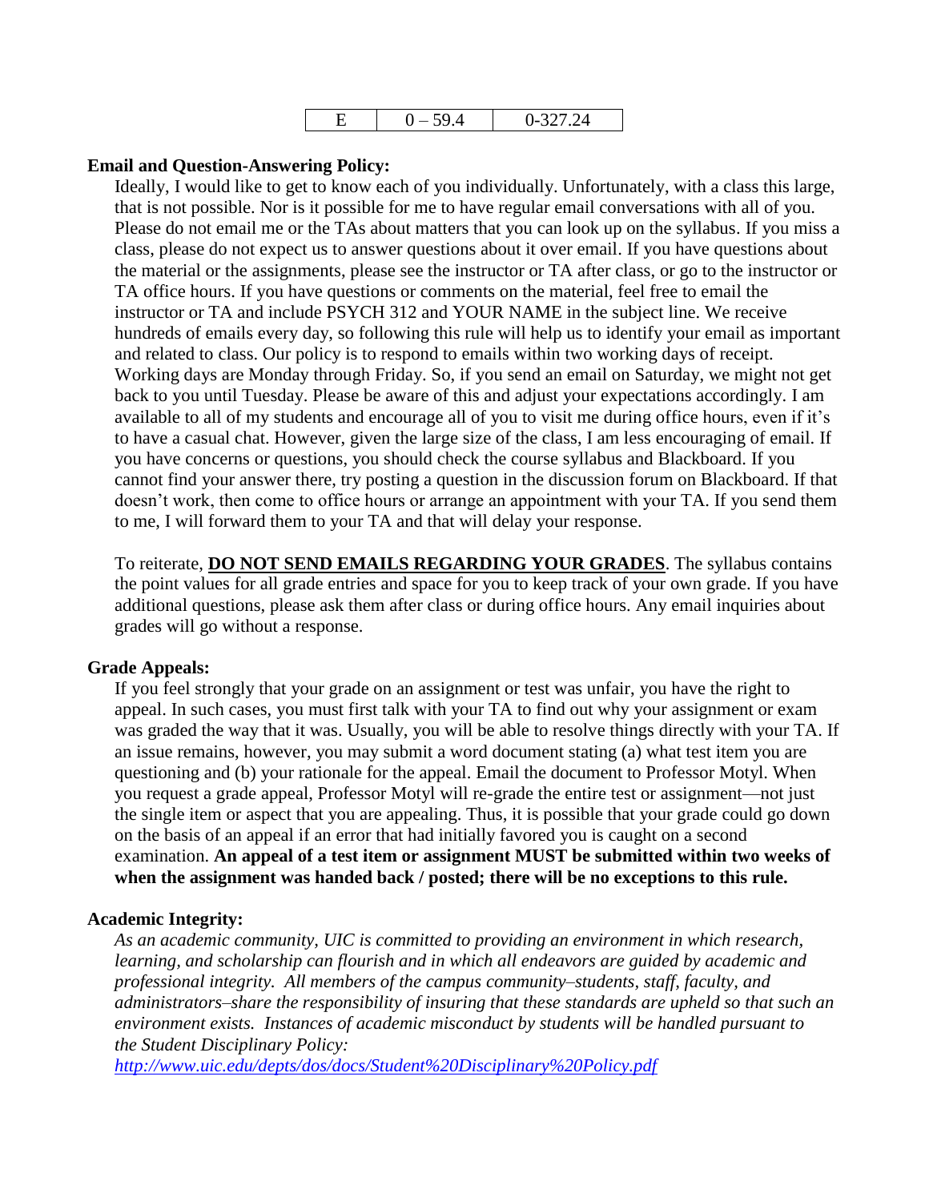| E | 0 – 59.4 | 0-327.24 |
|---|---|---|

**Email and Question-Answering Policy:**

Ideally, I would like to get to know each of you individually. Unfortunately, with a class this large, that is not possible. Nor is it possible for me to have regular email conversations with all of you. Please do not email me or the TAs about matters that you can look up on the syllabus. If you miss a class, please do not expect us to answer questions about it over email. If you have questions about the material or the assignments, please see the instructor or TA after class, or go to the instructor or TA office hours. If you have questions or comments on the material, feel free to email the instructor or TA and include PSYCH 312 and YOUR NAME in the subject line. We receive hundreds of emails every day, so following this rule will help us to identify your email as important and related to class. Our policy is to respond to emails within two working days of receipt. Working days are Monday through Friday. So, if you send an email on Saturday, we might not get back to you until Tuesday. Please be aware of this and adjust your expectations accordingly. I am available to all of my students and encourage all of you to visit me during office hours, even if it's to have a casual chat. However, given the large size of the class, I am less encouraging of email. If you have concerns or questions, you should check the course syllabus and Blackboard. If you cannot find your answer there, try posting a question in the discussion forum on Blackboard. If that doesn't work, then come to office hours or arrange an appointment with your TA. If you send them to me, I will forward them to your TA and that will delay your response.

To reiterate, **DO NOT SEND EMAILS REGARDING YOUR GRADES**. The syllabus contains the point values for all grade entries and space for you to keep track of your own grade. If you have additional questions, please ask them after class or during office hours. Any email inquiries about grades will go without a response.

**Grade Appeals:**

If you feel strongly that your grade on an assignment or test was unfair, you have the right to appeal. In such cases, you must first talk with your TA to find out why your assignment or exam was graded the way that it was. Usually, you will be able to resolve things directly with your TA. If an issue remains, however, you may submit a word document stating (a) what test item you are questioning and (b) your rationale for the appeal. Email the document to Professor Motyl. When you request a grade appeal, Professor Motyl will re-grade the entire test or assignment—not just the single item or aspect that you are appealing. Thus, it is possible that your grade could go down on the basis of an appeal if an error that had initially favored you is caught on a second examination. **An appeal of a test item or assignment MUST be submitted within two weeks of when the assignment was handed back / posted; there will be no exceptions to this rule.**

**Academic Integrity:**

*As an academic community, UIC is committed to providing an environment in which research, learning, and scholarship can flourish and in which all endeavors are guided by academic and professional integrity. All members of the campus community–students, staff, faculty, and administrators–share the responsibility of insuring that these standards are upheld so that such an environment exists. Instances of academic misconduct by students will be handled pursuant to the Student Disciplinary Policy:*
*http://www.uic.edu/depts/dos/docs/Student%20Disciplinary%20Policy.pdf*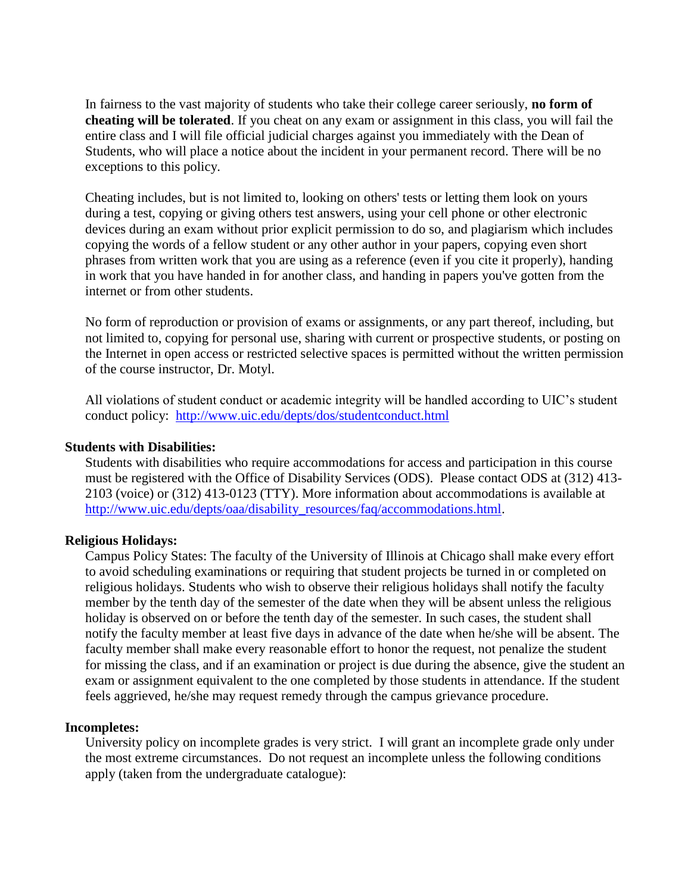In fairness to the vast majority of students who take their college career seriously, **no form of cheating will be tolerated**. If you cheat on any exam or assignment in this class, you will fail the entire class and I will file official judicial charges against you immediately with the Dean of Students, who will place a notice about the incident in your permanent record. There will be no exceptions to this policy.

Cheating includes, but is not limited to, looking on others' tests or letting them look on yours during a test, copying or giving others test answers, using your cell phone or other electronic devices during an exam without prior explicit permission to do so, and plagiarism which includes copying the words of a fellow student or any other author in your papers, copying even short phrases from written work that you are using as a reference (even if you cite it properly), handing in work that you have handed in for another class, and handing in papers you've gotten from the internet or from other students.

No form of reproduction or provision of exams or assignments, or any part thereof, including, but not limited to, copying for personal use, sharing with current or prospective students, or posting on the Internet in open access or restricted selective spaces is permitted without the written permission of the course instructor, Dr. Motyl.

All violations of student conduct or academic integrity will be handled according to UIC's student conduct policy: http://www.uic.edu/depts/dos/studentconduct.html

**Students with Disabilities:**

Students with disabilities who require accommodations for access and participation in this course must be registered with the Office of Disability Services (ODS). Please contact ODS at (312) 413-2103 (voice) or (312) 413-0123 (TTY). More information about accommodations is available at http://www.uic.edu/depts/oaa/disability_resources/faq/accommodations.html.

**Religious Holidays:**

Campus Policy States: The faculty of the University of Illinois at Chicago shall make every effort to avoid scheduling examinations or requiring that student projects be turned in or completed on religious holidays. Students who wish to observe their religious holidays shall notify the faculty member by the tenth day of the semester of the date when they will be absent unless the religious holiday is observed on or before the tenth day of the semester. In such cases, the student shall notify the faculty member at least five days in advance of the date when he/she will be absent. The faculty member shall make every reasonable effort to honor the request, not penalize the student for missing the class, and if an examination or project is due during the absence, give the student an exam or assignment equivalent to the one completed by those students in attendance. If the student feels aggrieved, he/she may request remedy through the campus grievance procedure.

**Incompletes:**

University policy on incomplete grades is very strict. I will grant an incomplete grade only under the most extreme circumstances. Do not request an incomplete unless the following conditions apply (taken from the undergraduate catalogue):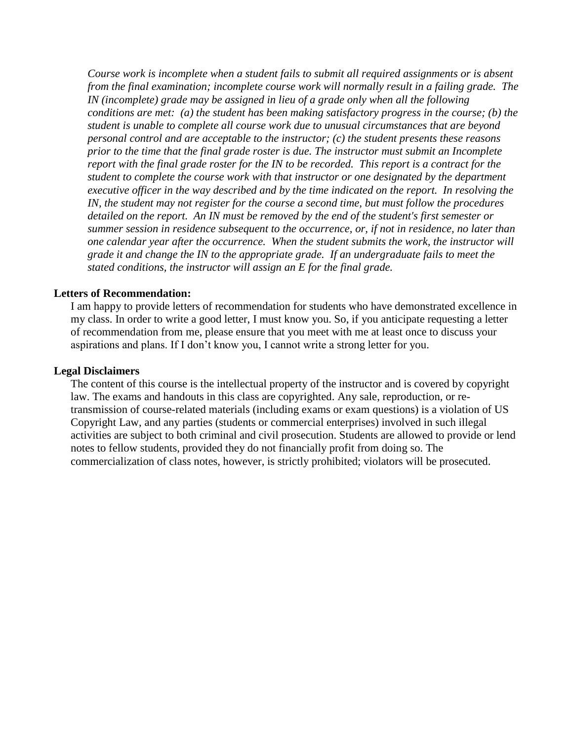*Course work is incomplete when a student fails to submit all required assignments or is absent from the final examination; incomplete course work will normally result in a failing grade. The IN (incomplete) grade may be assigned in lieu of a grade only when all the following conditions are met: (a) the student has been making satisfactory progress in the course; (b) the student is unable to complete all course work due to unusual circumstances that are beyond personal control and are acceptable to the instructor; (c) the student presents these reasons prior to the time that the final grade roster is due. The instructor must submit an Incomplete report with the final grade roster for the IN to be recorded. This report is a contract for the student to complete the course work with that instructor or one designated by the department executive officer in the way described and by the time indicated on the report. In resolving the IN, the student may not register for the course a second time, but must follow the procedures detailed on the report. An IN must be removed by the end of the student's first semester or summer session in residence subsequent to the occurrence, or, if not in residence, no later than one calendar year after the occurrence. When the student submits the work, the instructor will grade it and change the IN to the appropriate grade. If an undergraduate fails to meet the stated conditions, the instructor will assign an E for the final grade.*

**Letters of Recommendation:**

I am happy to provide letters of recommendation for students who have demonstrated excellence in my class. In order to write a good letter, I must know you. So, if you anticipate requesting a letter of recommendation from me, please ensure that you meet with me at least once to discuss your aspirations and plans. If I don't know you, I cannot write a strong letter for you.

**Legal Disclaimers**

The content of this course is the intellectual property of the instructor and is covered by copyright law. The exams and handouts in this class are copyrighted. Any sale, reproduction, or re-transmission of course-related materials (including exams or exam questions) is a violation of US Copyright Law, and any parties (students or commercial enterprises) involved in such illegal activities are subject to both criminal and civil prosecution. Students are allowed to provide or lend notes to fellow students, provided they do not financially profit from doing so. The commercialization of class notes, however, is strictly prohibited; violators will be prosecuted.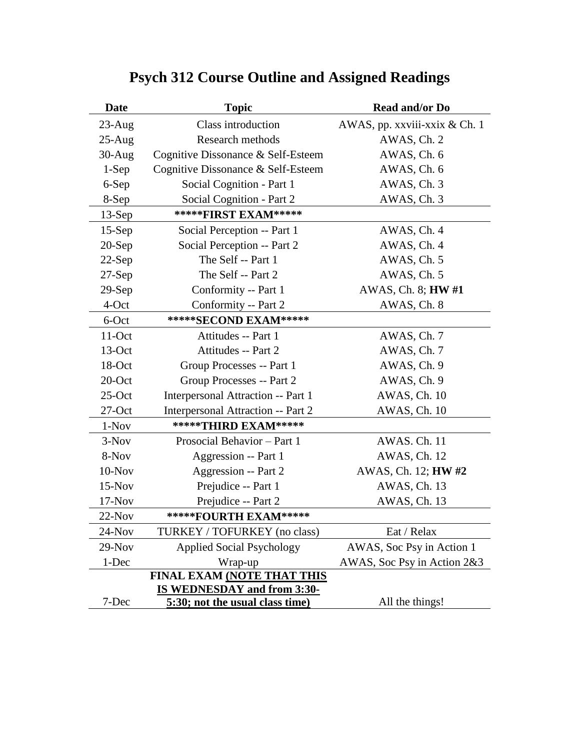# Psych 312 Course Outline and Assigned Readings

| Date | Topic | Read and/or Do |
|---|---|---|
| 23-Aug | Class introduction | AWAS, pp. xxviii-xxix & Ch. 1 |
| 25-Aug | Research methods | AWAS, Ch. 2 |
| 30-Aug | Cognitive Dissonance & Self-Esteem | AWAS, Ch. 6 |
| 1-Sep | Cognitive Dissonance & Self-Esteem | AWAS, Ch. 6 |
| 6-Sep | Social Cognition - Part 1 | AWAS, Ch. 3 |
| 8-Sep | Social Cognition - Part 2 | AWAS, Ch. 3 |
| 13-Sep | **\*\*\*\*\*FIRST EXAM\*\*\*\*\*** | |
| 15-Sep | Social Perception -- Part 1 | AWAS, Ch. 4 |
| 20-Sep | Social Perception -- Part 2 | AWAS, Ch. 4 |
| 22-Sep | The Self -- Part 1 | AWAS, Ch. 5 |
| 27-Sep | The Self -- Part 2 | AWAS, Ch. 5 |
| 29-Sep | Conformity -- Part 1 | AWAS, Ch. 8; **HW #1** |
| 4-Oct | Conformity -- Part 2 | AWAS, Ch. 8 |
| 6-Oct | **\*\*\*\*\*SECOND EXAM\*\*\*\*\*** | |
| 11-Oct | Attitudes -- Part 1 | AWAS, Ch. 7 |
| 13-Oct | Attitudes -- Part 2 | AWAS, Ch. 7 |
| 18-Oct | Group Processes -- Part 1 | AWAS, Ch. 9 |
| 20-Oct | Group Processes -- Part 2 | AWAS, Ch. 9 |
| 25-Oct | Interpersonal Attraction -- Part 1 | AWAS, Ch. 10 |
| 27-Oct | Interpersonal Attraction -- Part 2 | AWAS, Ch. 10 |
| 1-Nov | **\*\*\*\*\*THIRD EXAM\*\*\*\*\*** | |
| 3-Nov | Prosocial Behavior – Part 1 | AWAS. Ch. 11 |
| 8-Nov | Aggression -- Part 1 | AWAS, Ch. 12 |
| 10-Nov | Aggression -- Part 2 | AWAS, Ch. 12; **HW #2** |
| 15-Nov | Prejudice -- Part 1 | AWAS, Ch. 13 |
| 17-Nov | Prejudice -- Part 2 | AWAS, Ch. 13 |
| 22-Nov | **\*\*\*\*\*FOURTH EXAM\*\*\*\*\*** | |
| 24-Nov | TURKEY / TOFURKEY (no class) | Eat / Relax |
| 29-Nov | Applied Social Psychology | AWAS, Soc Psy in Action 1 |
| 1-Dec | Wrap-up | AWAS, Soc Psy in Action 2&3 |
| 7-Dec | **FINAL EXAM <u>(NOTE THAT THIS IS WEDNESDAY and from 3:30-5:30; not the usual class time)</u>** | All the things! |